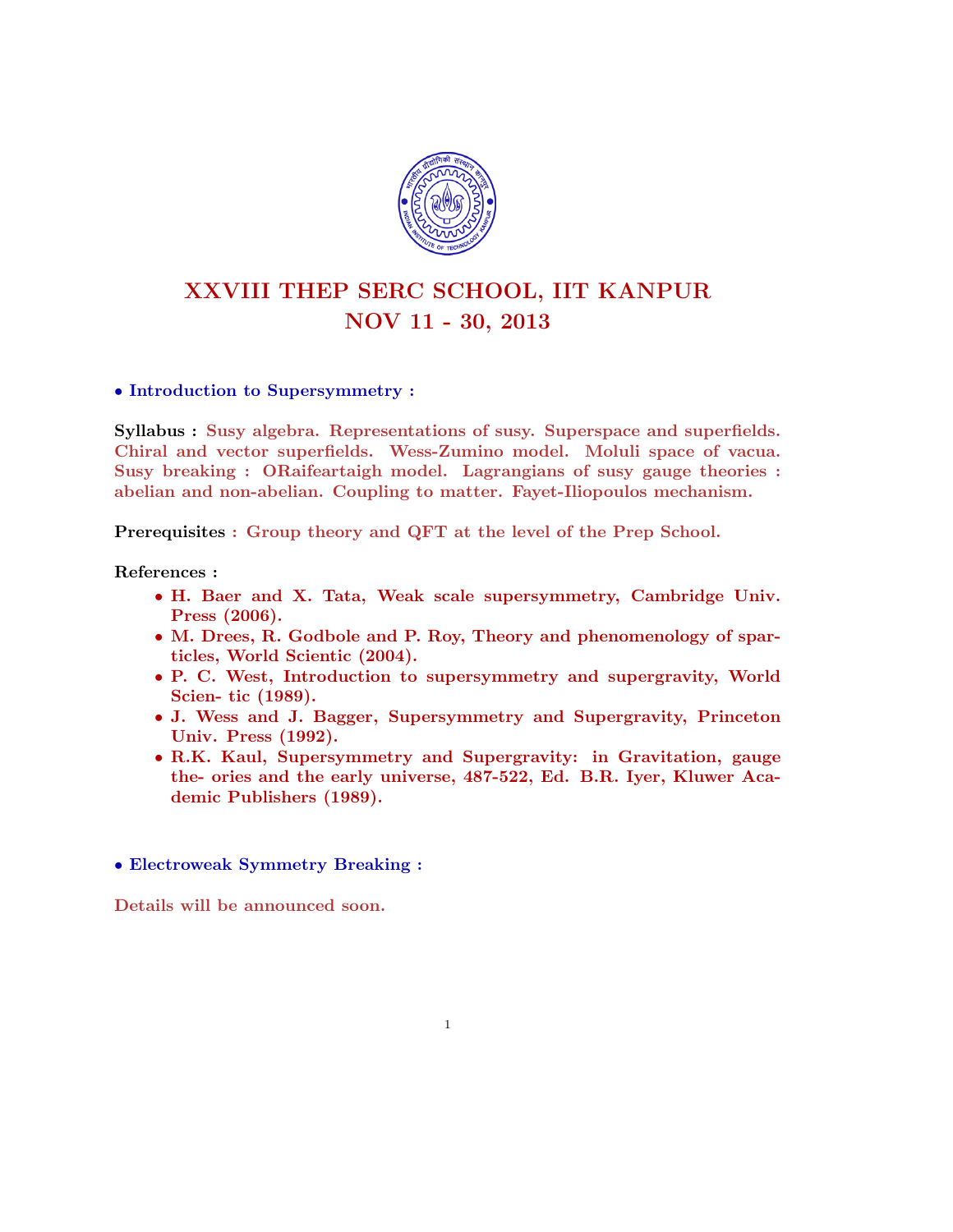# XXVIII THEP SERC SCHOOL, IIT KANPUR
## NOV 11 - 30, 2013

- **Introduction to Supersymmetry :**

**Syllabus :** Susy algebra. Representations of susy. Superspace and superfields. Chiral and vector superfields. Wess-Zumino model. Moluli space of vacua. Susy breaking : ORaifeartaigh model. Lagrangians of susy gauge theories : abelian and non-abelian. Coupling to matter. Fayet-Iliopoulos mechanism.

**Prerequisites** : Group theory and QFT at the level of the Prep School.

**References :**

- H. Baer and X. Tata, Weak scale supersymmetry, Cambridge Univ. Press (2006).
- M. Drees, R. Godbole and P. Roy, Theory and phenomenology of sparticles, World Scientic (2004).
- P. C. West, Introduction to supersymmetry and supergravity, World Scien- tic (1989).
- J. Wess and J. Bagger, Supersymmetry and Supergravity, Princeton Univ. Press (1992).
- R.K. Kaul, Supersymmetry and Supergravity: in Gravitation, gauge the- ories and the early universe, 487-522, Ed. B.R. Iyer, Kluwer Academic Publishers (1989).

- **Electroweak Symmetry Breaking :**

Details will be announced soon.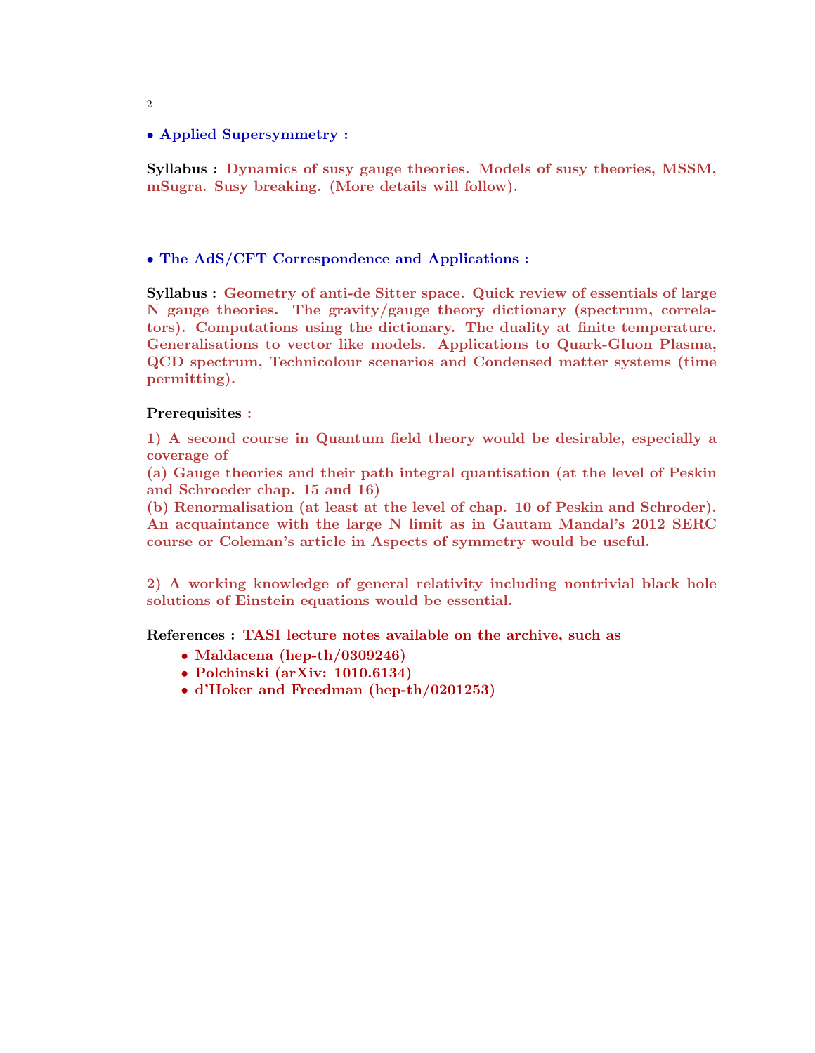- **Applied Supersymmetry :**

**Syllabus :** Dynamics of susy gauge theories. Models of susy theories, MSSM, mSugra. Susy breaking. (More details will follow).

- **The AdS/CFT Correspondence and Applications :**

**Syllabus :** Geometry of anti-de Sitter space. Quick review of essentials of large N gauge theories. The gravity/gauge theory dictionary (spectrum, correlators). Computations using the dictionary. The duality at finite temperature. Generalisations to vector like models. Applications to Quark-Gluon Plasma, QCD spectrum, Technicolour scenarios and Condensed matter systems (time permitting).

**Prerequisites :**

1) A second course in Quantum field theory would be desirable, especially a coverage of
(a) Gauge theories and their path integral quantisation (at the level of Peskin and Schroeder chap. 15 and 16)
(b) Renormalisation (at least at the level of chap. 10 of Peskin and Schroder). An acquaintance with the large N limit as in Gautam Mandal's 2012 SERC course or Coleman's article in Aspects of symmetry would be useful.

2) A working knowledge of general relativity including nontrivial black hole solutions of Einstein equations would be essential.

**References :** TASI lecture notes available on the archive, such as

- Maldacena (hep-th/0309246)
- Polchinski (arXiv: 1010.6134)
- d'Hoker and Freedman (hep-th/0201253)